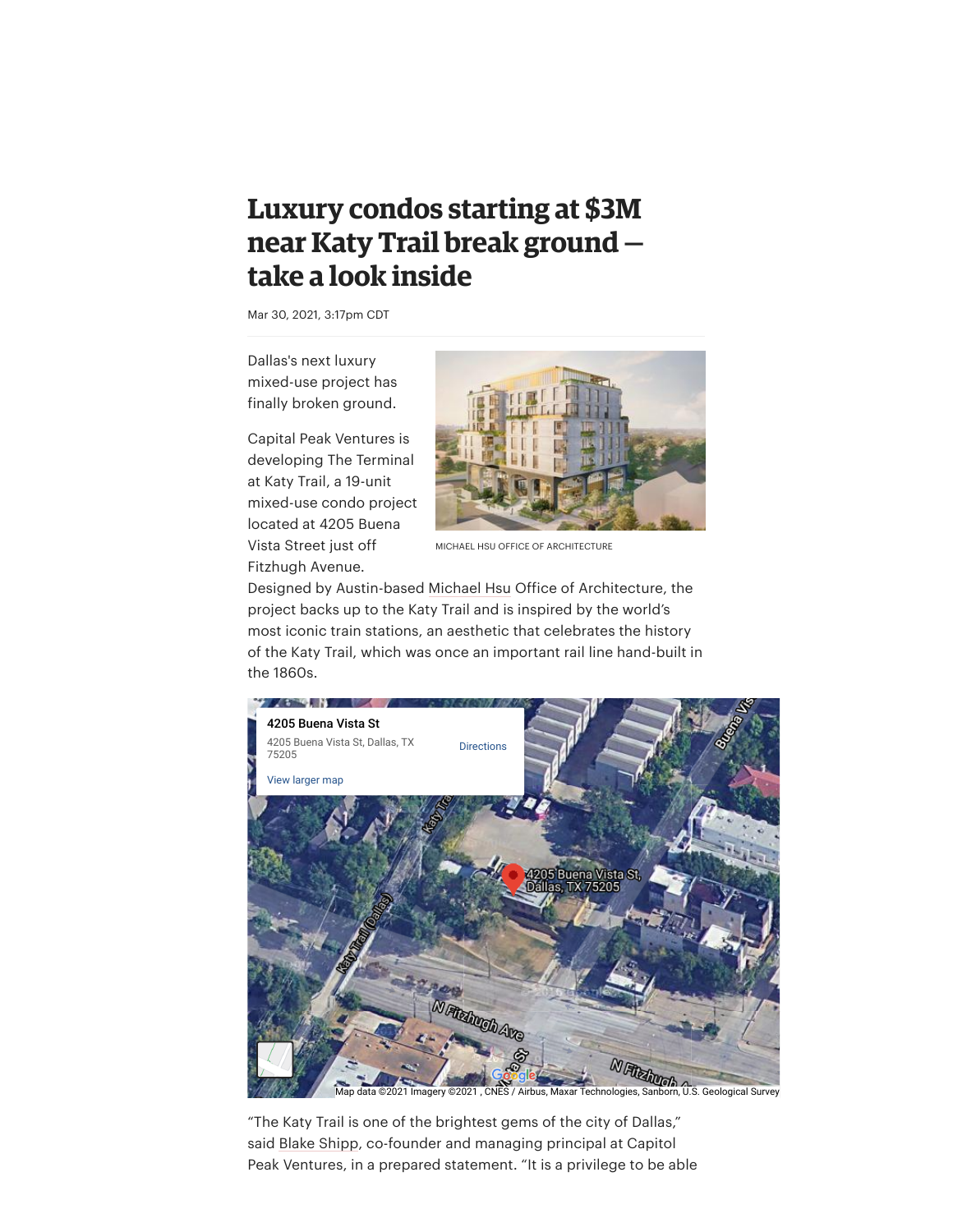# Luxury condos starting at $3M near Katy Trail break ground — take a look inside

Mar 30, 2021, 3:17pm CDT

Dallas's next luxury mixed-use project has finally broken ground.

MICHAEL HSU OFFICE OF ARCHITECTURE

Capital Peak Ventures is developing The Terminal at Katy Trail, a 19-unit mixed-use condo project located at 4205 Buena Vista Street just off Fitzhugh Avenue.

Designed by Austin-based Michael Hsu Office of Architecture, the project backs up to the Katy Trail and is inspired by the world's most iconic train stations, an aesthetic that celebrates the history of the Katy Trail, which was once an important rail line hand-built in the 1860s.

4205 Buena Vista St

4205 Buena Vista St, Dallas, TX 75205

Directions

View larger map

Map data ©2021 Imagery ©2021 , CNES / Airbus, Maxar Technologies, Sanborn, U.S. Geological Survey

"The Katy Trail is one of the brightest gems of the city of Dallas," said Blake Shipp, co-founder and managing principal at Capitol Peak Ventures, in a prepared statement. "It is a privilege to be able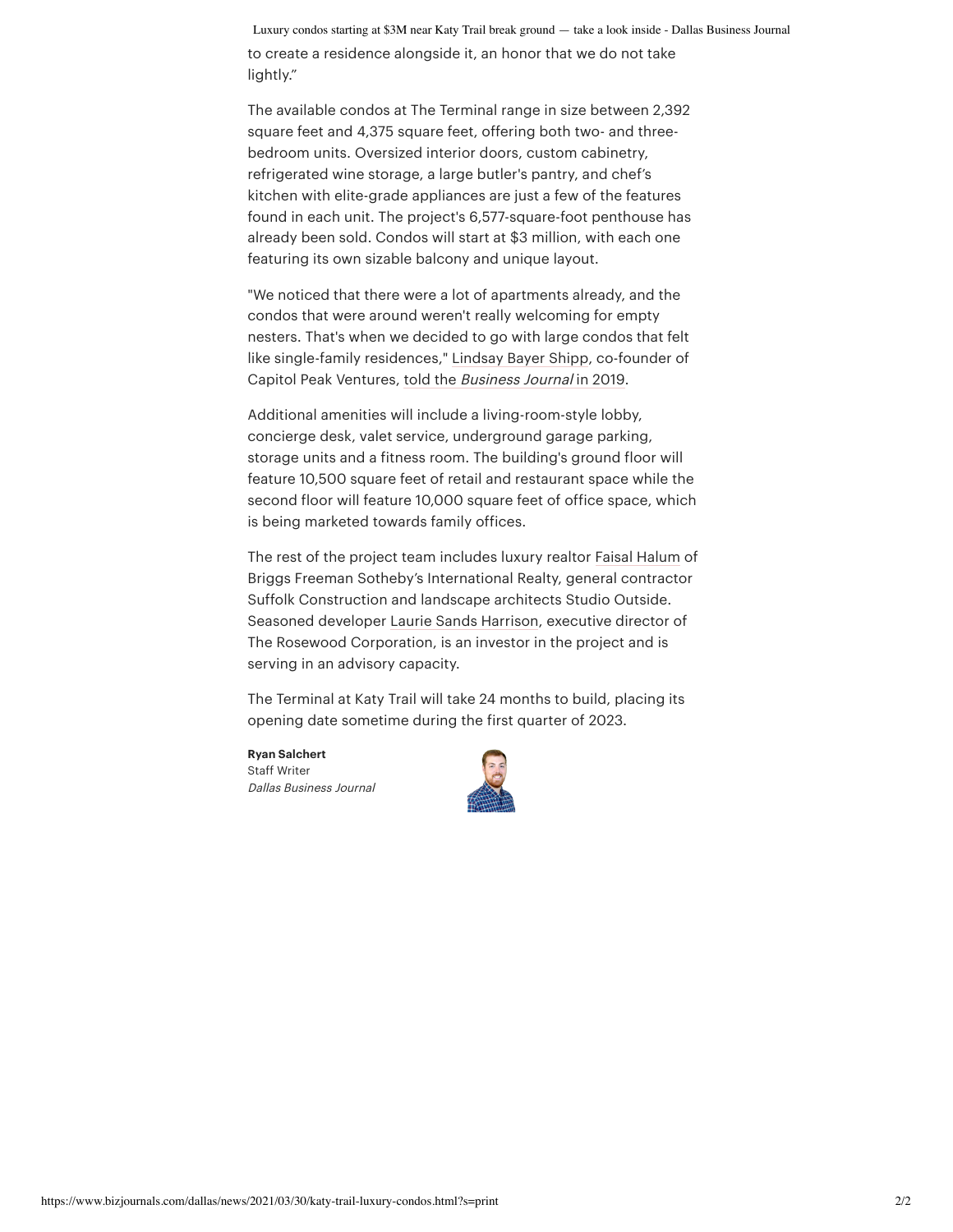to create a residence alongside it, an honor that we do not take lightly."

The available condos at The Terminal range in size between 2,392 square feet and 4,375 square feet, offering both two- and three-bedroom units. Oversized interior doors, custom cabinetry, refrigerated wine storage, a large butler's pantry, and chef's kitchen with elite-grade appliances are just a few of the features found in each unit. The project's 6,577-square-foot penthouse has already been sold. Condos will start at $3 million, with each one featuring its own sizable balcony and unique layout.

"We noticed that there were a lot of apartments already, and the condos that were around weren't really welcoming for empty nesters. That's when we decided to go with large condos that felt like single-family residences," Lindsay Bayer Shipp, co-founder of Capitol Peak Ventures, told the *Business Journal* in 2019.

Additional amenities will include a living-room-style lobby, concierge desk, valet service, underground garage parking, storage units and a fitness room. The building's ground floor will feature 10,500 square feet of retail and restaurant space while the second floor will feature 10,000 square feet of office space, which is being marketed towards family offices.

The rest of the project team includes luxury realtor Faisal Halum of Briggs Freeman Sotheby's International Realty, general contractor Suffolk Construction and landscape architects Studio Outside. Seasoned developer Laurie Sands Harrison, executive director of The Rosewood Corporation, is an investor in the project and is serving in an advisory capacity.

The Terminal at Katy Trail will take 24 months to build, placing its opening date sometime during the first quarter of 2023.

**Ryan Salchert**
Staff Writer
*Dallas Business Journal*